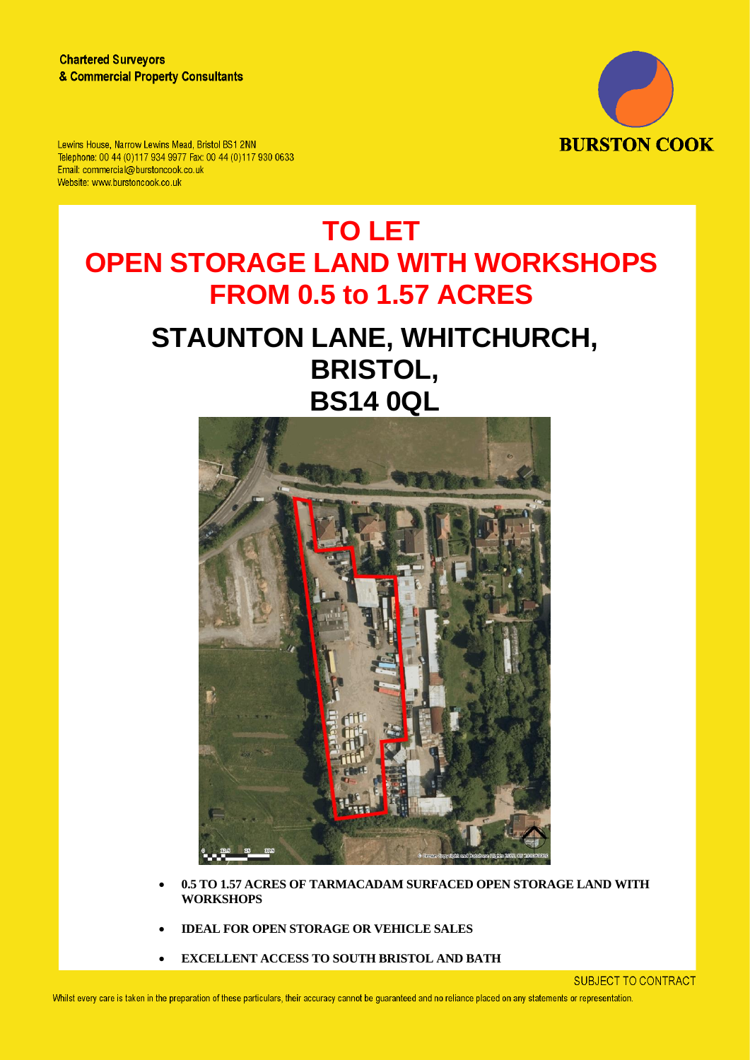Chartered Surveyors
& Commercial Property Consultants

Lewins House, Narrow Lewins Mead, Bristol BS1 2NN
Telephone: 00 44 (0)117 934 9977 Fax: 00 44 (0)117 930 0633
Email: commercial@burstoncook.co.uk
Website: www.burstoncook.co.uk

BURSTON COOK

# TO LET
# OPEN STORAGE LAND WITH WORKSHOPS
# FROM 0.5 to 1.57 ACRES

## STAUNTON LANE, WHITCHURCH, BRISTOL, BS14 0QL

- **0.5 TO 1.57 ACRES OF TARMACADAM SURFACED OPEN STORAGE LAND WITH WORKSHOPS**
- **IDEAL FOR OPEN STORAGE OR VEHICLE SALES**
- **EXCELLENT ACCESS TO SOUTH BRISTOL AND BATH**

SUBJECT TO CONTRACT

Whilst every care is taken in the preparation of these particulars, their accuracy cannot be guaranteed and no reliance placed on any statements or representation.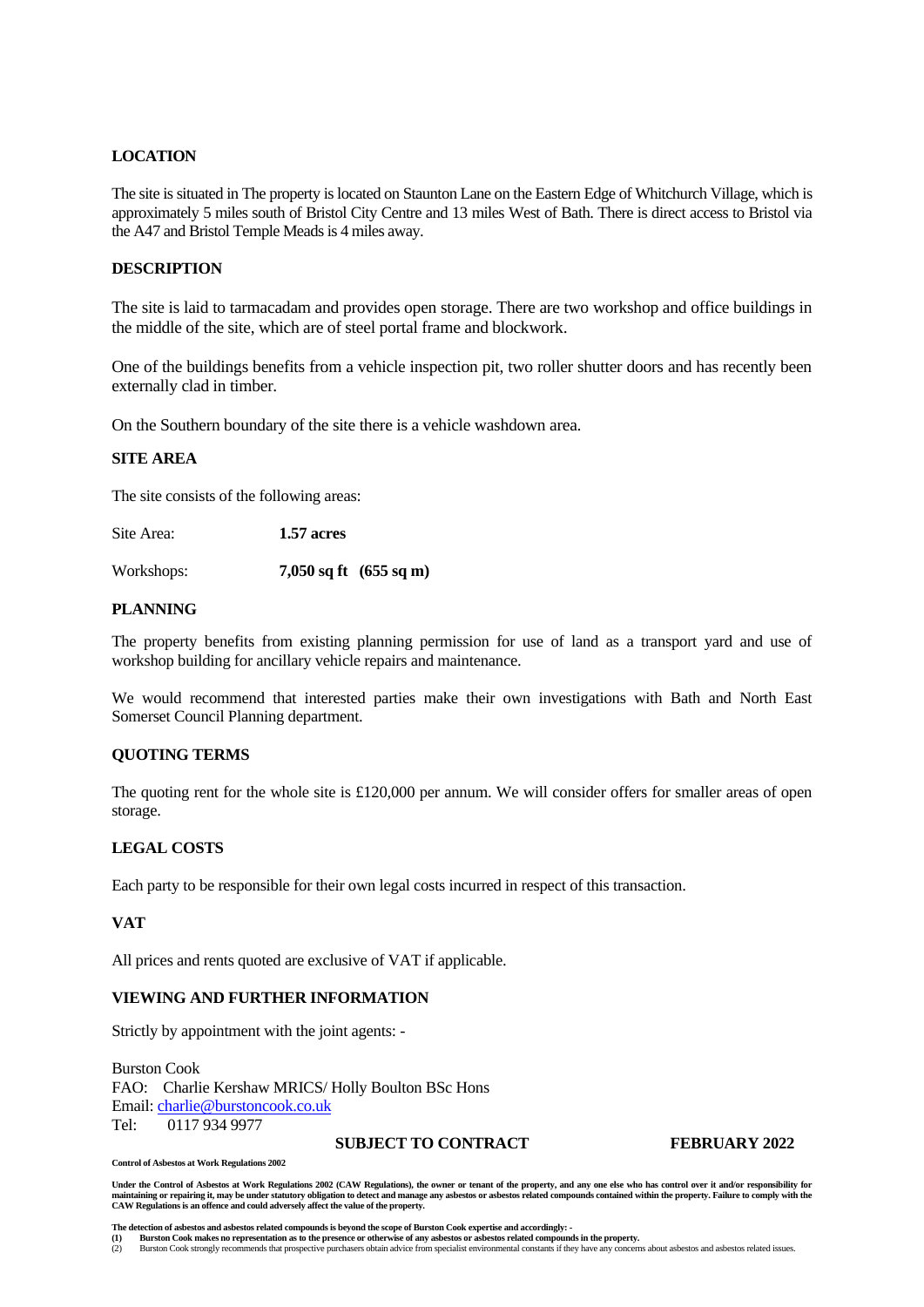**LOCATION**

The site is situated in The property is located on Staunton Lane on the Eastern Edge of Whitchurch Village, which is approximately 5 miles south of Bristol City Centre and 13 miles West of Bath. There is direct access to Bristol via the A47 and Bristol Temple Meads is 4 miles away.

**DESCRIPTION**

The site is laid to tarmacadam and provides open storage. There are two workshop and office buildings in the middle of the site, which are of steel portal frame and blockwork.

One of the buildings benefits from a vehicle inspection pit, two roller shutter doors and has recently been externally clad in timber.

On the Southern boundary of the site there is a vehicle washdown area.

**SITE AREA**

The site consists of the following areas:

Site Area: **1.57 acres**

Workshops: **7,050 sq ft (655 sq m)**

**PLANNING**

The property benefits from existing planning permission for use of land as a transport yard and use of workshop building for ancillary vehicle repairs and maintenance.

We would recommend that interested parties make their own investigations with Bath and North East Somerset Council Planning department.

**QUOTING TERMS**

The quoting rent for the whole site is £120,000 per annum. We will consider offers for smaller areas of open storage.

**LEGAL COSTS**

Each party to be responsible for their own legal costs incurred in respect of this transaction.

**VAT**

All prices and rents quoted are exclusive of VAT if applicable.

**VIEWING AND FURTHER INFORMATION**

Strictly by appointment with the joint agents: -

Burston Cook
FAO: Charlie Kershaw MRICS/ Holly Boulton BSc Hons
Email: charlie@burstoncook.co.uk
Tel: 0117 934 9977

**SUBJECT TO CONTRACT** **FEBRUARY 2022**

**Control of Asbestos at Work Regulations 2002**

**Under the Control of Asbestos at Work Regulations 2002 (CAW Regulations), the owner or tenant of the property, and any one else who has control over it and/or responsibility for maintaining or repairing it, may be under statutory obligation to detect and manage any asbestos or asbestos related compounds contained within the property. Failure to comply with the CAW Regulations is an offence and could adversely affect the value of the property.**

**The detection of asbestos and asbestos related compounds is beyond the scope of Burston Cook expertise and accordingly: -**

**(1) Burston Cook makes no representation as to the presence or otherwise of any asbestos or asbestos related compounds in the property.**

(2) Burston Cook strongly recommends that prospective purchasers obtain advice from specialist environmental constants if they have any concerns about asbestos and asbestos related issues.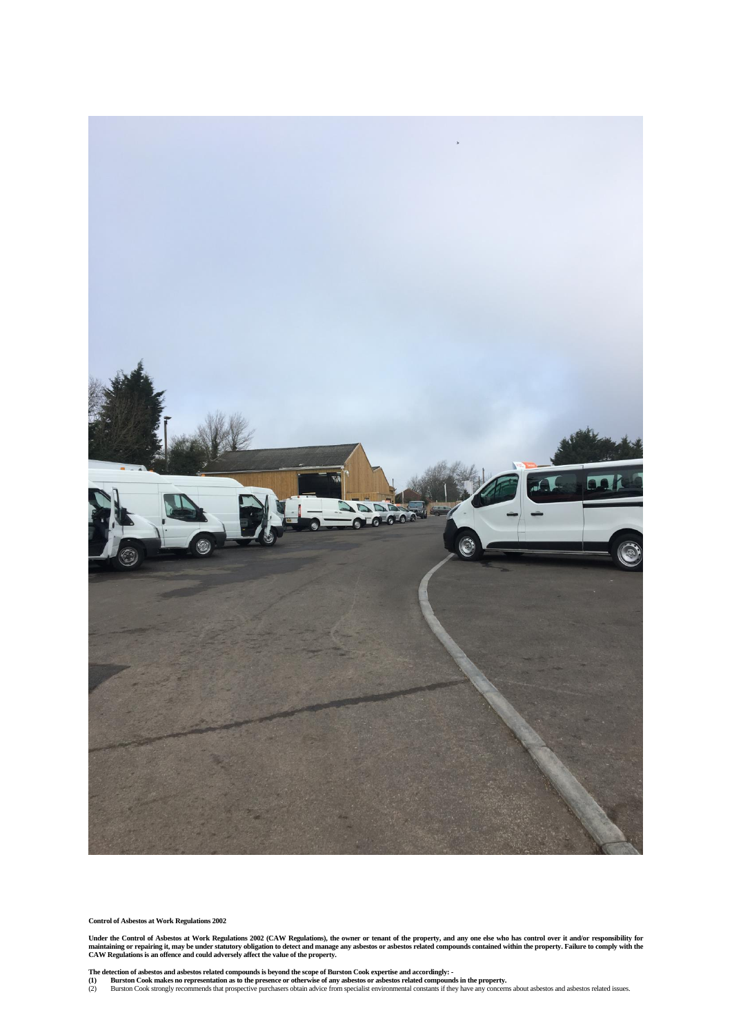**Control of Asbestos at Work Regulations 2002**

**Under the Control of Asbestos at Work Regulations 2002 (CAW Regulations), the owner or tenant of the property, and any one else who has control over it and/or responsibility for maintaining or repairing it, may be under statutory obligation to detect and manage any asbestos or asbestos related compounds contained within the property. Failure to comply with the CAW Regulations is an offence and could adversely affect the value of the property.**

**The detection of asbestos and asbestos related compounds is beyond the scope of Burston Cook expertise and accordingly: -**

**(1) Burston Cook makes no representation as to the presence or otherwise of any asbestos or asbestos related compounds in the property.**

(2) Burston Cook strongly recommends that prospective purchasers obtain advice from specialist environmental constants if they have any concerns about asbestos and asbestos related issues.